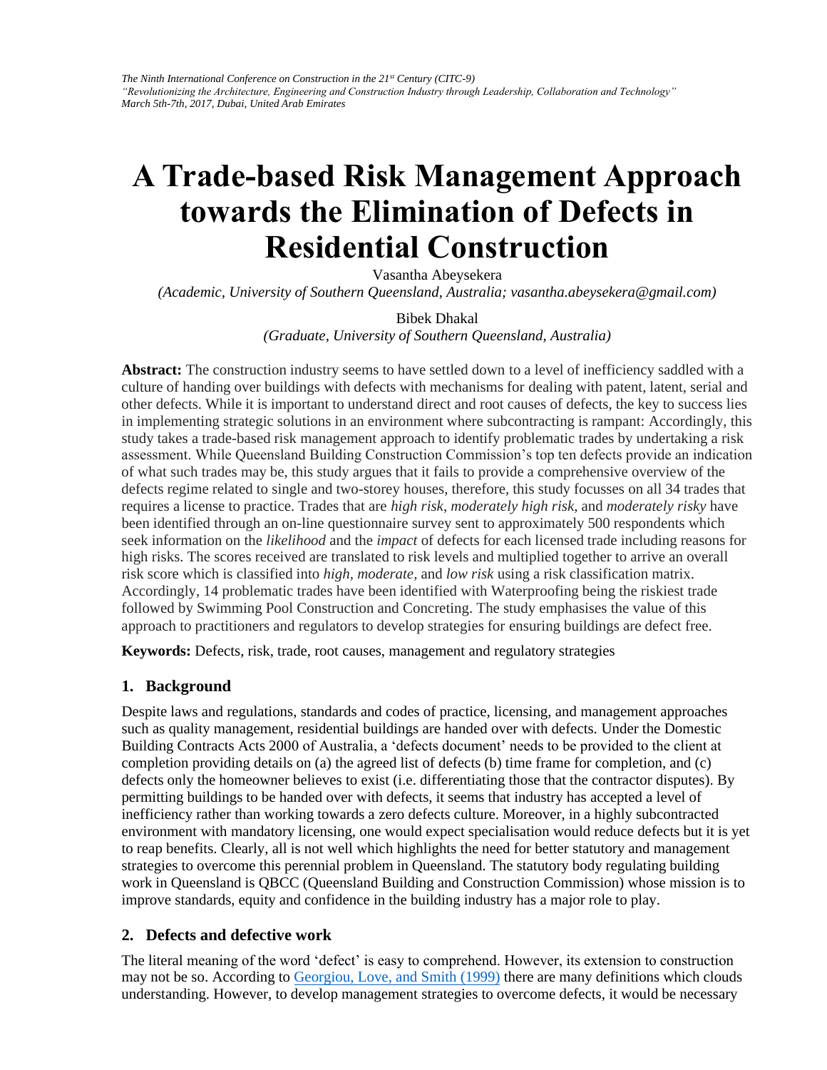# A Trade-based Risk Management Approach towards the Elimination of Defects in Residential Construction

Vasantha Abeysekera
*(Academic, University of Southern Queensland, Australia; vasantha.abeysekera@gmail.com)*

Bibek Dhakal
*(Graduate, University of Southern Queensland, Australia)*

**Abstract:** The construction industry seems to have settled down to a level of inefficiency saddled with a culture of handing over buildings with defects with mechanisms for dealing with patent, latent, serial and other defects. While it is important to understand direct and root causes of defects, the key to success lies in implementing strategic solutions in an environment where subcontracting is rampant: Accordingly, this study takes a trade-based risk management approach to identify problematic trades by undertaking a risk assessment. While Queensland Building Construction Commission's top ten defects provide an indication of what such trades may be, this study argues that it fails to provide a comprehensive overview of the defects regime related to single and two-storey houses, therefore, this study focusses on all 34 trades that requires a license to practice. Trades that are *high risk*, *moderately high risk*, and *moderately risky* have been identified through an on-line questionnaire survey sent to approximately 500 respondents which seek information on the *likelihood* and the *impact* of defects for each licensed trade including reasons for high risks. The scores received are translated to risk levels and multiplied together to arrive an overall risk score which is classified into *high*, *moderate*, and *low risk* using a risk classification matrix. Accordingly, 14 problematic trades have been identified with Waterproofing being the riskiest trade followed by Swimming Pool Construction and Concreting. The study emphasises the value of this approach to practitioners and regulators to develop strategies for ensuring buildings are defect free.

**Keywords:** Defects, risk, trade, root causes, management and regulatory strategies

## 1. Background

Despite laws and regulations, standards and codes of practice, licensing, and management approaches such as quality management, residential buildings are handed over with defects. Under the Domestic Building Contracts Acts 2000 of Australia, a 'defects document' needs to be provided to the client at completion providing details on (a) the agreed list of defects (b) time frame for completion, and (c) defects only the homeowner believes to exist (i.e. differentiating those that the contractor disputes). By permitting buildings to be handed over with defects, it seems that industry has accepted a level of inefficiency rather than working towards a zero defects culture. Moreover, in a highly subcontracted environment with mandatory licensing, one would expect specialisation would reduce defects but it is yet to reap benefits. Clearly, all is not well which highlights the need for better statutory and management strategies to overcome this perennial problem in Queensland. The statutory body regulating building work in Queensland is QBCC (Queensland Building and Construction Commission) whose mission is to improve standards, equity and confidence in the building industry has a major role to play.

## 2. Defects and defective work

The literal meaning of the word 'defect' is easy to comprehend. However, its extension to construction may not be so. According to Georgiou, Love, and Smith (1999) there are many definitions which clouds understanding. However, to develop management strategies to overcome defects, it would be necessary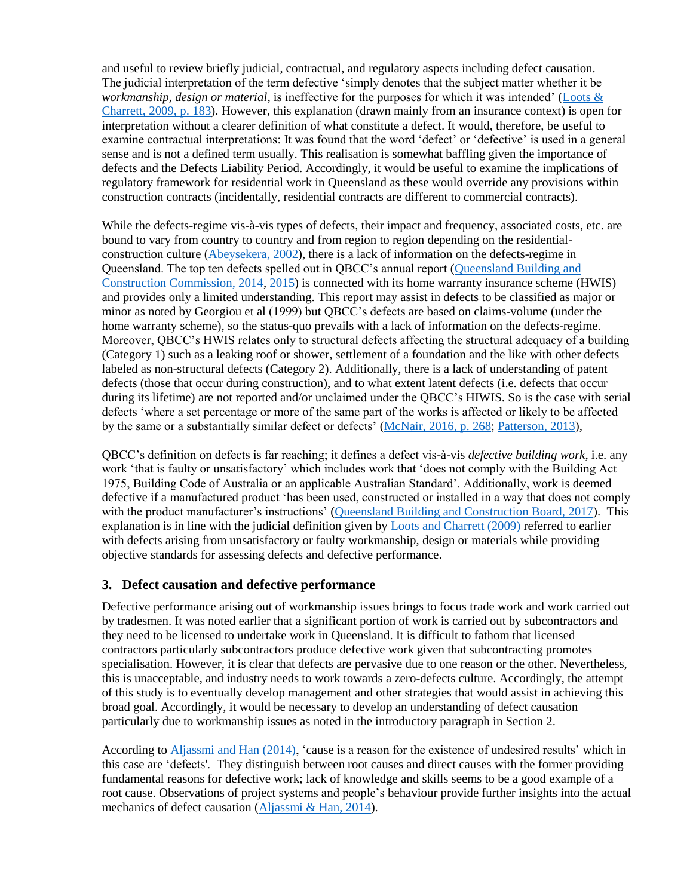and useful to review briefly judicial, contractual, and regulatory aspects including defect causation. The judicial interpretation of the term defective 'simply denotes that the subject matter whether it be *workmanship, design or material*, is ineffective for the purposes for which it was intended' (Loots & Charrett, 2009, p. 183). However, this explanation (drawn mainly from an insurance context) is open for interpretation without a clearer definition of what constitute a defect. It would, therefore, be useful to examine contractual interpretations: It was found that the word 'defect' or 'defective' is used in a general sense and is not a defined term usually. This realisation is somewhat baffling given the importance of defects and the Defects Liability Period. Accordingly, it would be useful to examine the implications of regulatory framework for residential work in Queensland as these would override any provisions within construction contracts (incidentally, residential contracts are different to commercial contracts).

While the defects-regime vis-à-vis types of defects, their impact and frequency, associated costs, etc. are bound to vary from country to country and from region to region depending on the residential-construction culture (Abeysekera, 2002), there is a lack of information on the defects-regime in Queensland. The top ten defects spelled out in QBCC's annual report (Queensland Building and Construction Commission, 2014, 2015) is connected with its home warranty insurance scheme (HWIS) and provides only a limited understanding. This report may assist in defects to be classified as major or minor as noted by Georgiou et al (1999) but QBCC's defects are based on claims-volume (under the home warranty scheme), so the status-quo prevails with a lack of information on the defects-regime. Moreover, QBCC's HWIS relates only to structural defects affecting the structural adequacy of a building (Category 1) such as a leaking roof or shower, settlement of a foundation and the like with other defects labeled as non-structural defects (Category 2). Additionally, there is a lack of understanding of patent defects (those that occur during construction), and to what extent latent defects (i.e. defects that occur during its lifetime) are not reported and/or unclaimed under the QBCC's HIWIS. So is the case with serial defects 'where a set percentage or more of the same part of the works is affected or likely to be affected by the same or a substantially similar defect or defects' (McNair, 2016, p. 268; Patterson, 2013),

QBCC's definition on defects is far reaching; it defines a defect vis-à-vis *defective building work*, i.e. any work 'that is faulty or unsatisfactory' which includes work that 'does not comply with the Building Act 1975, Building Code of Australia or an applicable Australian Standard'. Additionally, work is deemed defective if a manufactured product 'has been used, constructed or installed in a way that does not comply with the product manufacturer's instructions' (Queensland Building and Construction Board, 2017). This explanation is in line with the judicial definition given by Loots and Charrett (2009) referred to earlier with defects arising from unsatisfactory or faulty workmanship, design or materials while providing objective standards for assessing defects and defective performance.

## 3. Defect causation and defective performance

Defective performance arising out of workmanship issues brings to focus trade work and work carried out by tradesmen. It was noted earlier that a significant portion of work is carried out by subcontractors and they need to be licensed to undertake work in Queensland. It is difficult to fathom that licensed contractors particularly subcontractors produce defective work given that subcontracting promotes specialisation. However, it is clear that defects are pervasive due to one reason or the other. Nevertheless, this is unacceptable, and industry needs to work towards a zero-defects culture. Accordingly, the attempt of this study is to eventually develop management and other strategies that would assist in achieving this broad goal. Accordingly, it would be necessary to develop an understanding of defect causation particularly due to workmanship issues as noted in the introductory paragraph in Section 2.

According to Aljassmi and Han (2014), 'cause is a reason for the existence of undesired results' which in this case are 'defects'. They distinguish between root causes and direct causes with the former providing fundamental reasons for defective work; lack of knowledge and skills seems to be a good example of a root cause. Observations of project systems and people's behaviour provide further insights into the actual mechanics of defect causation (Aljassmi & Han, 2014).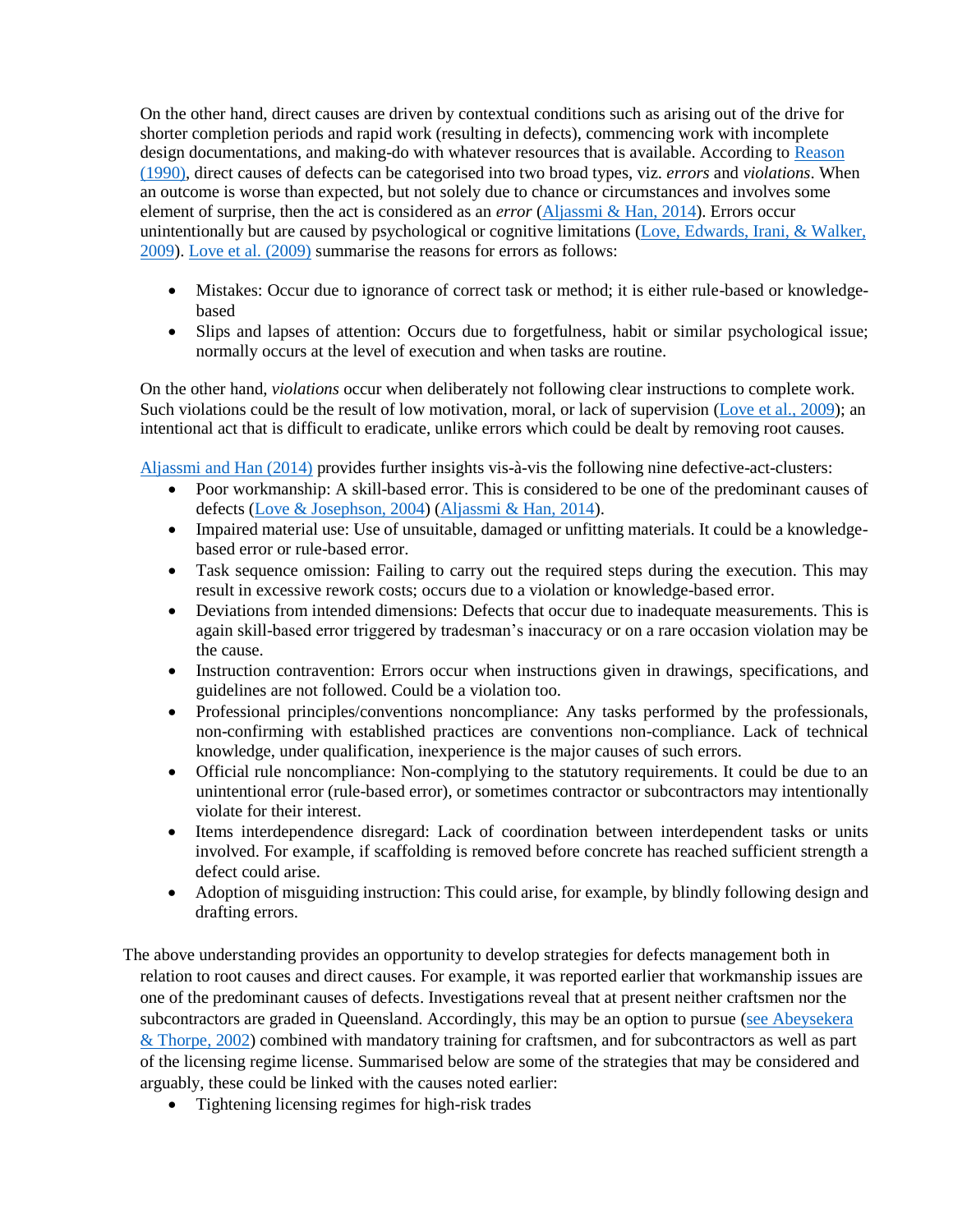On the other hand, direct causes are driven by contextual conditions such as arising out of the drive for shorter completion periods and rapid work (resulting in defects), commencing work with incomplete design documentations, and making-do with whatever resources that is available. According to Reason (1990), direct causes of defects can be categorised into two broad types, viz. *errors* and *violations*. When an outcome is worse than expected, but not solely due to chance or circumstances and involves some element of surprise, then the act is considered as an *error* (Aljassmi & Han, 2014). Errors occur unintentionally but are caused by psychological or cognitive limitations (Love, Edwards, Irani, & Walker, 2009). Love et al. (2009) summarise the reasons for errors as follows:

- Mistakes: Occur due to ignorance of correct task or method; it is either rule-based or knowledge-based
- Slips and lapses of attention: Occurs due to forgetfulness, habit or similar psychological issue; normally occurs at the level of execution and when tasks are routine.

On the other hand, *violations* occur when deliberately not following clear instructions to complete work. Such violations could be the result of low motivation, moral, or lack of supervision (Love et al., 2009); an intentional act that is difficult to eradicate, unlike errors which could be dealt by removing root causes.

Aljassmi and Han (2014) provides further insights vis-à-vis the following nine defective-act-clusters:

- Poor workmanship: A skill-based error. This is considered to be one of the predominant causes of defects (Love & Josephson, 2004) (Aljassmi & Han, 2014).
- Impaired material use: Use of unsuitable, damaged or unfitting materials. It could be a knowledge-based error or rule-based error.
- Task sequence omission: Failing to carry out the required steps during the execution. This may result in excessive rework costs; occurs due to a violation or knowledge-based error.
- Deviations from intended dimensions: Defects that occur due to inadequate measurements. This is again skill-based error triggered by tradesman's inaccuracy or on a rare occasion violation may be the cause.
- Instruction contravention: Errors occur when instructions given in drawings, specifications, and guidelines are not followed. Could be a violation too.
- Professional principles/conventions noncompliance: Any tasks performed by the professionals, non-confirming with established practices are conventions non-compliance. Lack of technical knowledge, under qualification, inexperience is the major causes of such errors.
- Official rule noncompliance: Non-complying to the statutory requirements. It could be due to an unintentional error (rule-based error), or sometimes contractor or subcontractors may intentionally violate for their interest.
- Items interdependence disregard: Lack of coordination between interdependent tasks or units involved. For example, if scaffolding is removed before concrete has reached sufficient strength a defect could arise.
- Adoption of misguiding instruction: This could arise, for example, by blindly following design and drafting errors.

The above understanding provides an opportunity to develop strategies for defects management both in relation to root causes and direct causes. For example, it was reported earlier that workmanship issues are one of the predominant causes of defects. Investigations reveal that at present neither craftsmen nor the subcontractors are graded in Queensland. Accordingly, this may be an option to pursue (see Abeysekera & Thorpe, 2002) combined with mandatory training for craftsmen, and for subcontractors as well as part of the licensing regime license. Summarised below are some of the strategies that may be considered and arguably, these could be linked with the causes noted earlier:

- Tightening licensing regimes for high-risk trades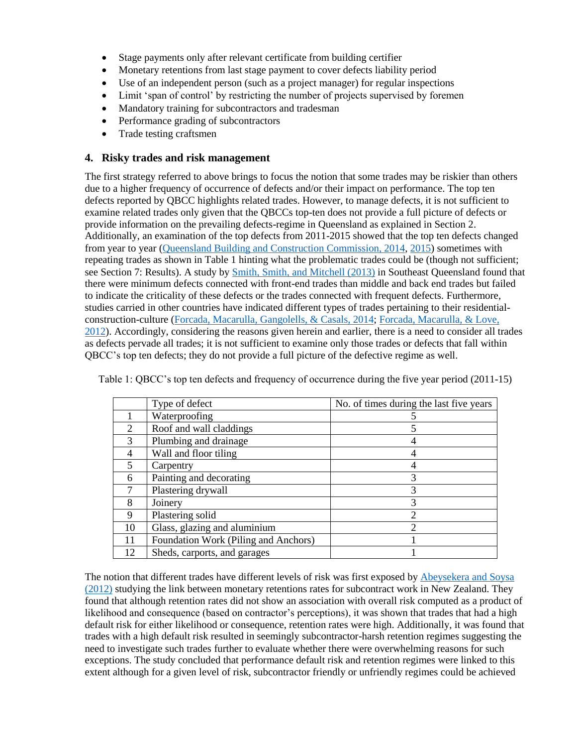- Stage payments only after relevant certificate from building certifier
- Monetary retentions from last stage payment to cover defects liability period
- Use of an independent person (such as a project manager) for regular inspections
- Limit 'span of control' by restricting the number of projects supervised by foremen
- Mandatory training for subcontractors and tradesman
- Performance grading of subcontractors
- Trade testing craftsmen

## 4. Risky trades and risk management

The first strategy referred to above brings to focus the notion that some trades may be riskier than others due to a higher frequency of occurrence of defects and/or their impact on performance. The top ten defects reported by QBCC highlights related trades. However, to manage defects, it is not sufficient to examine related trades only given that the QBCCs top-ten does not provide a full picture of defects or provide information on the prevailing defects-regime in Queensland as explained in Section 2. Additionally, an examination of the top defects from 2011-2015 showed that the top ten defects changed from year to year (Queensland Building and Construction Commission, 2014, 2015) sometimes with repeating trades as shown in Table 1 hinting what the problematic trades could be (though not sufficient; see Section 7: Results). A study by Smith, Smith, and Mitchell (2013) in Southeast Queensland found that there were minimum defects connected with front-end trades than middle and back end trades but failed to indicate the criticality of these defects or the trades connected with frequent defects. Furthermore, studies carried in other countries have indicated different types of trades pertaining to their residential-construction-culture (Forcada, Macarulla, Gangolells, & Casals, 2014; Forcada, Macarulla, & Love, 2012). Accordingly, considering the reasons given herein and earlier, there is a need to consider all trades as defects pervade all trades; it is not sufficient to examine only those trades or defects that fall within QBCC's top ten defects; they do not provide a full picture of the defective regime as well.

Table 1: QBCC's top ten defects and frequency of occurrence during the five year period (2011-15)

| | Type of defect | No. of times during the last five years |
|---|---|---|
| 1 | Waterproofing | 5 |
| 2 | Roof and wall claddings | 5 |
| 3 | Plumbing and drainage | 4 |
| 4 | Wall and floor tiling | 4 |
| 5 | Carpentry | 4 |
| 6 | Painting and decorating | 3 |
| 7 | Plastering drywall | 3 |
| 8 | Joinery | 3 |
| 9 | Plastering solid | 2 |
| 10 | Glass, glazing and aluminium | 2 |
| 11 | Foundation Work (Piling and Anchors) | 1 |
| 12 | Sheds, carports, and garages | 1 |

The notion that different trades have different levels of risk was first exposed by Abeysekera and Soysa (2012) studying the link between monetary retentions rates for subcontract work in New Zealand. They found that although retention rates did not show an association with overall risk computed as a product of likelihood and consequence (based on contractor's perceptions), it was shown that trades that had a high default risk for either likelihood or consequence, retention rates were high. Additionally, it was found that trades with a high default risk resulted in seemingly subcontractor-harsh retention regimes suggesting the need to investigate such trades further to evaluate whether there were overwhelming reasons for such exceptions. The study concluded that performance default risk and retention regimes were linked to this extent although for a given level of risk, subcontractor friendly or unfriendly regimes could be achieved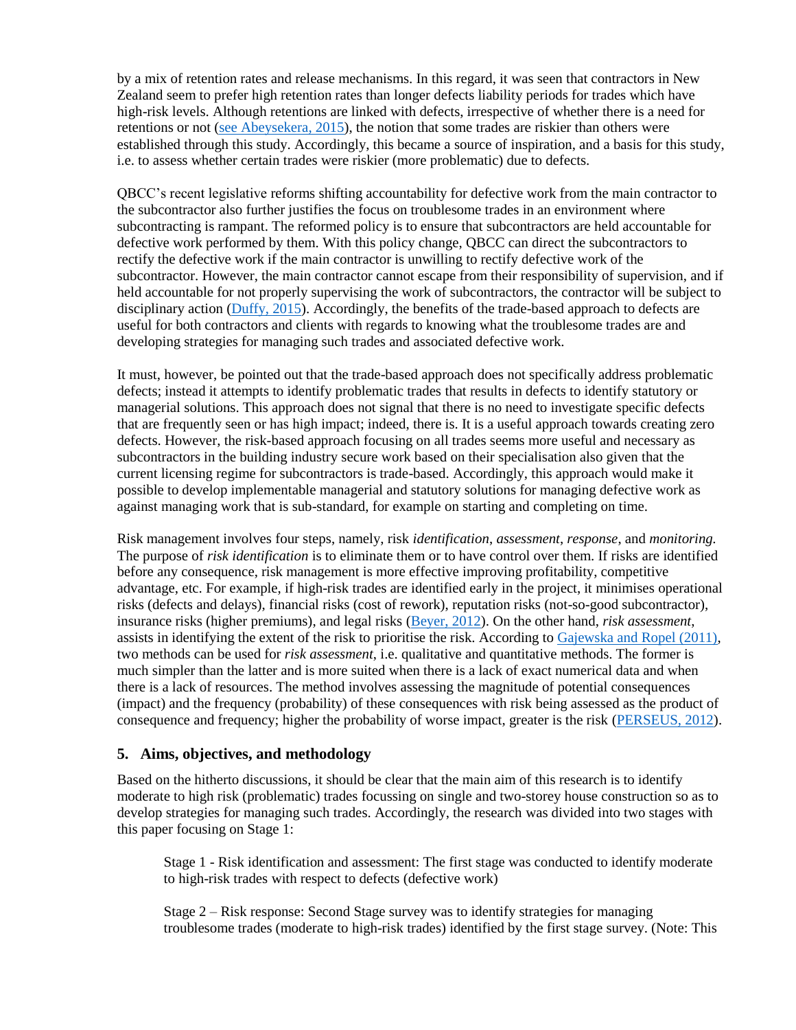by a mix of retention rates and release mechanisms. In this regard, it was seen that contractors in New Zealand seem to prefer high retention rates than longer defects liability periods for trades which have high-risk levels. Although retentions are linked with defects, irrespective of whether there is a need for retentions or not (see Abeysekera, 2015), the notion that some trades are riskier than others were established through this study. Accordingly, this became a source of inspiration, and a basis for this study, i.e. to assess whether certain trades were riskier (more problematic) due to defects.

QBCC's recent legislative reforms shifting accountability for defective work from the main contractor to the subcontractor also further justifies the focus on troublesome trades in an environment where subcontracting is rampant. The reformed policy is to ensure that subcontractors are held accountable for defective work performed by them. With this policy change, QBCC can direct the subcontractors to rectify the defective work if the main contractor is unwilling to rectify defective work of the subcontractor. However, the main contractor cannot escape from their responsibility of supervision, and if held accountable for not properly supervising the work of subcontractors, the contractor will be subject to disciplinary action (Duffy, 2015). Accordingly, the benefits of the trade-based approach to defects are useful for both contractors and clients with regards to knowing what the troublesome trades are and developing strategies for managing such trades and associated defective work.

It must, however, be pointed out that the trade-based approach does not specifically address problematic defects; instead it attempts to identify problematic trades that results in defects to identify statutory or managerial solutions. This approach does not signal that there is no need to investigate specific defects that are frequently seen or has high impact; indeed, there is. It is a useful approach towards creating zero defects. However, the risk-based approach focusing on all trades seems more useful and necessary as subcontractors in the building industry secure work based on their specialisation also given that the current licensing regime for subcontractors is trade-based. Accordingly, this approach would make it possible to develop implementable managerial and statutory solutions for managing defective work as against managing work that is sub-standard, for example on starting and completing on time.

Risk management involves four steps, namely, risk *identification*, *assessment*, *response*, and *monitoring.* The purpose of *risk identification* is to eliminate them or to have control over them. If risks are identified before any consequence, risk management is more effective improving profitability, competitive advantage, etc. For example, if high-risk trades are identified early in the project, it minimises operational risks (defects and delays), financial risks (cost of rework), reputation risks (not-so-good subcontractor), insurance risks (higher premiums), and legal risks (Beyer, 2012). On the other hand, *risk assessment*, assists in identifying the extent of the risk to prioritise the risk. According to Gajewska and Ropel (2011), two methods can be used for *risk assessment*, i.e. qualitative and quantitative methods. The former is much simpler than the latter and is more suited when there is a lack of exact numerical data and when there is a lack of resources. The method involves assessing the magnitude of potential consequences (impact) and the frequency (probability) of these consequences with risk being assessed as the product of consequence and frequency; higher the probability of worse impact, greater is the risk (PERSEUS, 2012).

## 5. Aims, objectives, and methodology

Based on the hitherto discussions, it should be clear that the main aim of this research is to identify moderate to high risk (problematic) trades focussing on single and two-storey house construction so as to develop strategies for managing such trades. Accordingly, the research was divided into two stages with this paper focusing on Stage 1:

> Stage 1 - Risk identification and assessment: The first stage was conducted to identify moderate to high-risk trades with respect to defects (defective work)
>
> Stage 2 – Risk response: Second Stage survey was to identify strategies for managing troublesome trades (moderate to high-risk trades) identified by the first stage survey. (Note: This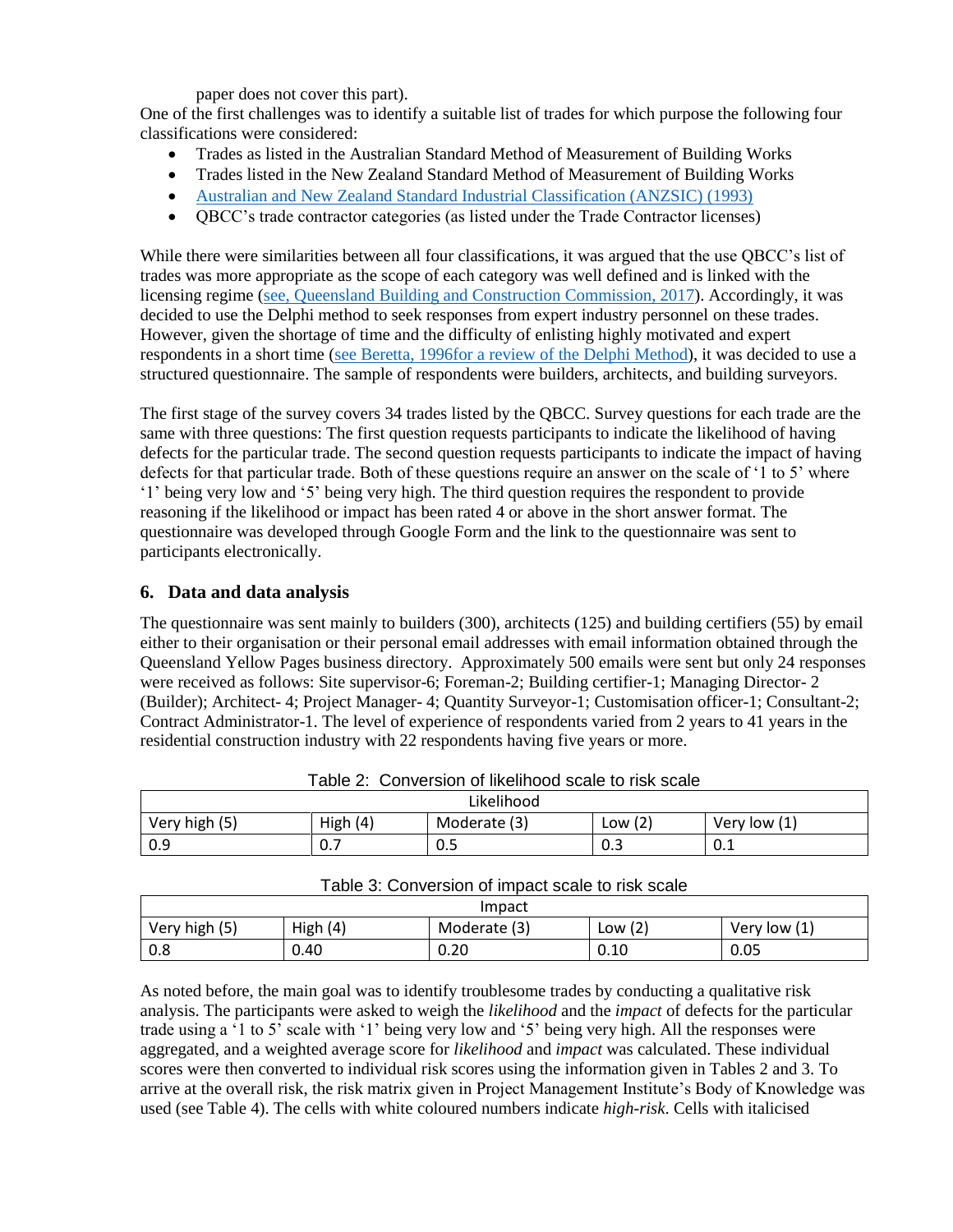paper does not cover this part).

One of the first challenges was to identify a suitable list of trades for which purpose the following four classifications were considered:

- Trades as listed in the Australian Standard Method of Measurement of Building Works
- Trades listed in the New Zealand Standard Method of Measurement of Building Works
- Australian and New Zealand Standard Industrial Classification (ANZSIC) (1993)
- QBCC's trade contractor categories (as listed under the Trade Contractor licenses)

While there were similarities between all four classifications, it was argued that the use QBCC's list of trades was more appropriate as the scope of each category was well defined and is linked with the licensing regime (see, Queensland Building and Construction Commission, 2017). Accordingly, it was decided to use the Delphi method to seek responses from expert industry personnel on these trades. However, given the shortage of time and the difficulty of enlisting highly motivated and expert respondents in a short time (see Beretta, 1996for a review of the Delphi Method), it was decided to use a structured questionnaire. The sample of respondents were builders, architects, and building surveyors.

The first stage of the survey covers 34 trades listed by the QBCC. Survey questions for each trade are the same with three questions: The first question requests participants to indicate the likelihood of having defects for the particular trade. The second question requests participants to indicate the impact of having defects for that particular trade. Both of these questions require an answer on the scale of '1 to 5' where '1' being very low and '5' being very high. The third question requires the respondent to provide reasoning if the likelihood or impact has been rated 4 or above in the short answer format. The questionnaire was developed through Google Form and the link to the questionnaire was sent to participants electronically.

## 6. Data and data analysis

The questionnaire was sent mainly to builders (300), architects (125) and building certifiers (55) by email either to their organisation or their personal email addresses with email information obtained through the Queensland Yellow Pages business directory. Approximately 500 emails were sent but only 24 responses were received as follows: Site supervisor-6; Foreman-2; Building certifier-1; Managing Director- 2 (Builder); Architect- 4; Project Manager- 4; Quantity Surveyor-1; Customisation officer-1; Consultant-2; Contract Administrator-1. The level of experience of respondents varied from 2 years to 41 years in the residential construction industry with 22 respondents having five years or more.

Table 2: Conversion of likelihood scale to risk scale

| Likelihood | | | | |
|---|---|---|---|---|
| Very high (5) | High (4) | Moderate (3) | Low (2) | Very low (1) |
| 0.9 | 0.7 | 0.5 | 0.3 | 0.1 |

Table 3: Conversion of impact scale to risk scale

| Impact | | | | |
|---|---|---|---|---|
| Very high (5) | High (4) | Moderate (3) | Low (2) | Very low (1) |
| 0.8 | 0.40 | 0.20 | 0.10 | 0.05 |

As noted before, the main goal was to identify troublesome trades by conducting a qualitative risk analysis. The participants were asked to weigh the *likelihood* and the *impact* of defects for the particular trade using a '1 to 5' scale with '1' being very low and '5' being very high. All the responses were aggregated, and a weighted average score for *likelihood* and *impact* was calculated. These individual scores were then converted to individual risk scores using the information given in Tables 2 and 3. To arrive at the overall risk, the risk matrix given in Project Management Institute's Body of Knowledge was used (see Table 4). The cells with white coloured numbers indicate *high-risk*. Cells with italicised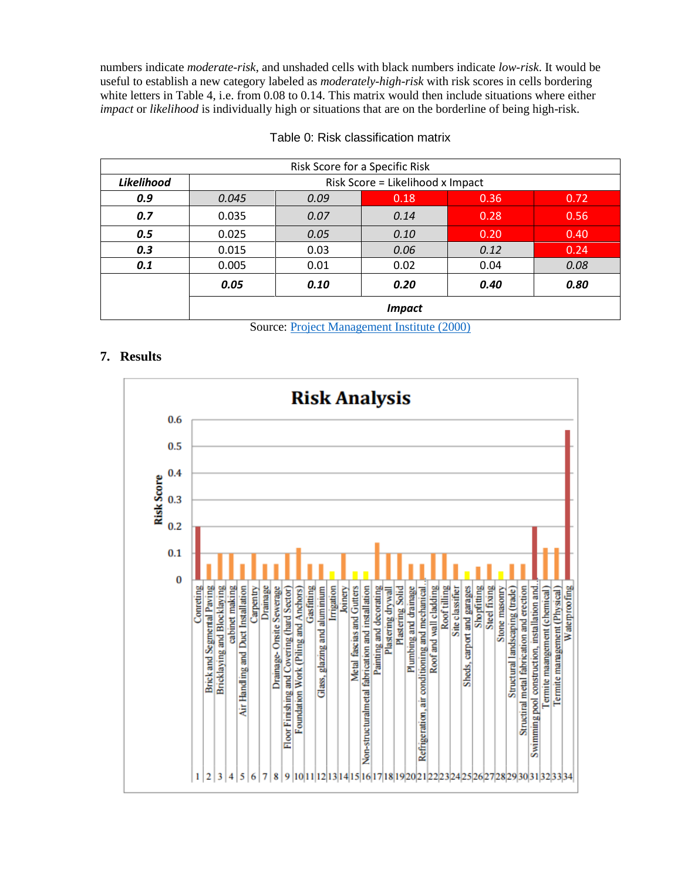numbers indicate *moderate-risk*, and unshaded cells with black numbers indicate *low-risk*. It would be useful to establish a new category labeled as *moderately-high-risk* with risk scores in cells bordering white letters in Table 4, i.e. from 0.08 to 0.14. This matrix would then include situations where either *impact* or *likelihood* is individually high or situations that are on the borderline of being high-risk.

Table 0: Risk classification matrix

| Risk Score for a Specific Risk | | | | | |
|---|---|---|---|---|---|
| ***Likelihood*** | Risk Score = Likelihood x Impact | | | | |
| ***0.9*** | *0.045* | *0.09* | 0.18 | 0.36 | 0.72 |
| ***0.7*** | 0.035 | *0.07* | *0.14* | 0.28 | 0.56 |
| ***0.5*** | 0.025 | *0.05* | *0.10* | 0.20 | 0.40 |
| ***0.3*** | 0.015 | 0.03 | *0.06* | *0.12* | 0.24 |
| ***0.1*** | 0.005 | 0.01 | 0.02 | 0.04 | *0.08* |
| | ***0.05*** | ***0.10*** | ***0.20*** | ***0.40*** | ***0.80*** |
| | ***Impact*** | | | | |

Source: Project Management Institute (2000)

## 7. Results

**Risk Analysis**

| No. | Trade | Risk Score |
|---|---|---|
| 1 | Concreting | 0.20 |
| 2 | Brick and Segmental Paving | 0.06 |
| 3 | Bricklaying and Blocklaying | 0.10 |
| 4 | cabinet making | 0.10 |
| 5 | Air Handling and Duct Installation | 0.06 |
| 6 | Carpentry | 0.10 |
| 7 | Drainage | 0.06 |
| 8 | Drainage- Onsite Sewerage | 0.06 |
| 9 | Floor Finishing and Covering (hard Sector) | 0.10 |
| 10 | Foundation Work (Piling and Anchors) | 0.12 |
| 11 | Gasfitting | 0.06 |
| 12 | Glass, glazing and aluminium | 0.06 |
| 13 | Irrigation | 0.03 |
| 14 | Joinery | 0.10 |
| 15 | Metal fascias and Gutters | 0.03 |
| 16 | Non-structuralmetal fabrication and installation | 0.03 |
| 17 | Painting and decorating | 0.14 |
| 18 | Plastering drywall | 0.10 |
| 19 | Plastering Solid | 0.10 |
| 20 | Plumbing and drainage | 0.06 |
| 21 | Refrigeration, air conditioning and mechanical... | 0.06 |
| 22 | Roof and wall cladding | 0.10 |
| 23 | Roof tiling | 0.10 |
| 24 | Site classifier | 0.06 |
| 25 | Sheds, carport and garages | 0.03 |
| 26 | Shopfitting | 0.05 |
| 27 | Steel fixing | 0.06 |
| 28 | Stone masonry | 0.03 |
| 29 | Structural landscaping (trade) | 0.06 |
| 30 | Structural metal fabrication and erection | 0.06 |
| 31 | Swimming pool construction, installation and... | 0.20 |
| 32 | Termite maangement (chemical) | 0.12 |
| 33 | Termite management (Physical) | 0.12 |
| 34 | Waterproofing | 0.56 |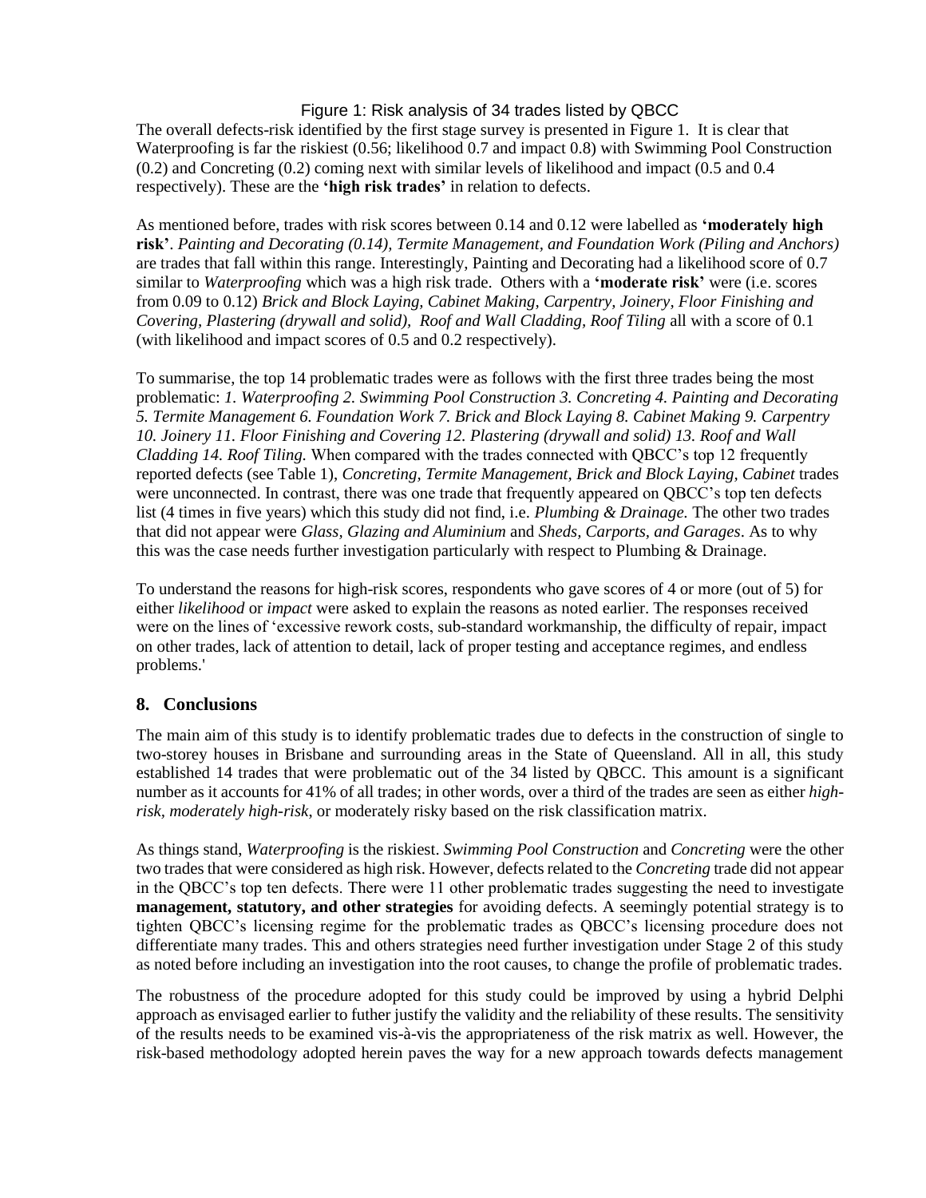Figure 1: Risk analysis of 34 trades listed by QBCC

The overall defects-risk identified by the first stage survey is presented in Figure 1. It is clear that Waterproofing is far the riskiest (0.56; likelihood 0.7 and impact 0.8) with Swimming Pool Construction (0.2) and Concreting (0.2) coming next with similar levels of likelihood and impact (0.5 and 0.4 respectively). These are the **'high risk trades'** in relation to defects.

As mentioned before, trades with risk scores between 0.14 and 0.12 were labelled as **'moderately high risk'**. *Painting and Decorating (0.14), Termite Management, and Foundation Work (Piling and Anchors)* are trades that fall within this range. Interestingly, Painting and Decorating had a likelihood score of 0.7 similar to *Waterproofing* which was a high risk trade. Others with a **'moderate risk'** were (i.e. scores from 0.09 to 0.12) *Brick and Block Laying, Cabinet Making, Carpentry, Joinery, Floor Finishing and Covering, Plastering (drywall and solid), Roof and Wall Cladding, Roof Tiling* all with a score of 0.1 (with likelihood and impact scores of 0.5 and 0.2 respectively).

To summarise, the top 14 problematic trades were as follows with the first three trades being the most problematic: *1. Waterproofing 2. Swimming Pool Construction 3. Concreting 4. Painting and Decorating 5. Termite Management 6. Foundation Work 7. Brick and Block Laying 8. Cabinet Making 9. Carpentry 10. Joinery 11. Floor Finishing and Covering 12. Plastering (drywall and solid) 13. Roof and Wall Cladding 14. Roof Tiling.* When compared with the trades connected with QBCC's top 12 frequently reported defects (see Table 1), *Concreting, Termite Management, Brick and Block Laying, Cabinet* trades were unconnected. In contrast, there was one trade that frequently appeared on QBCC's top ten defects list (4 times in five years) which this study did not find, i.e. *Plumbing & Drainage.* The other two trades that did not appear were *Glass, Glazing and Aluminium* and *Sheds, Carports, and Garages*. As to why this was the case needs further investigation particularly with respect to Plumbing & Drainage.

To understand the reasons for high-risk scores, respondents who gave scores of 4 or more (out of 5) for either *likelihood* or *impact* were asked to explain the reasons as noted earlier. The responses received were on the lines of 'excessive rework costs, sub-standard workmanship, the difficulty of repair, impact on other trades, lack of attention to detail, lack of proper testing and acceptance regimes, and endless problems.'

## 8. Conclusions

The main aim of this study is to identify problematic trades due to defects in the construction of single to two-storey houses in Brisbane and surrounding areas in the State of Queensland. All in all, this study established 14 trades that were problematic out of the 34 listed by QBCC. This amount is a significant number as it accounts for 41% of all trades; in other words, over a third of the trades are seen as either *high-risk, moderately high-risk,* or moderately risky based on the risk classification matrix.

As things stand, *Waterproofing* is the riskiest. *Swimming Pool Construction* and *Concreting* were the other two trades that were considered as high risk. However, defects related to the *Concreting* trade did not appear in the QBCC's top ten defects. There were 11 other problematic trades suggesting the need to investigate **management, statutory, and other strategies** for avoiding defects. A seemingly potential strategy is to tighten QBCC's licensing regime for the problematic trades as QBCC's licensing procedure does not differentiate many trades. This and others strategies need further investigation under Stage 2 of this study as noted before including an investigation into the root causes, to change the profile of problematic trades.

The robustness of the procedure adopted for this study could be improved by using a hybrid Delphi approach as envisaged earlier to futher justify the validity and the reliability of these results. The sensitivity of the results needs to be examined vis-à-vis the appropriateness of the risk matrix as well. However, the risk-based methodology adopted herein paves the way for a new approach towards defects management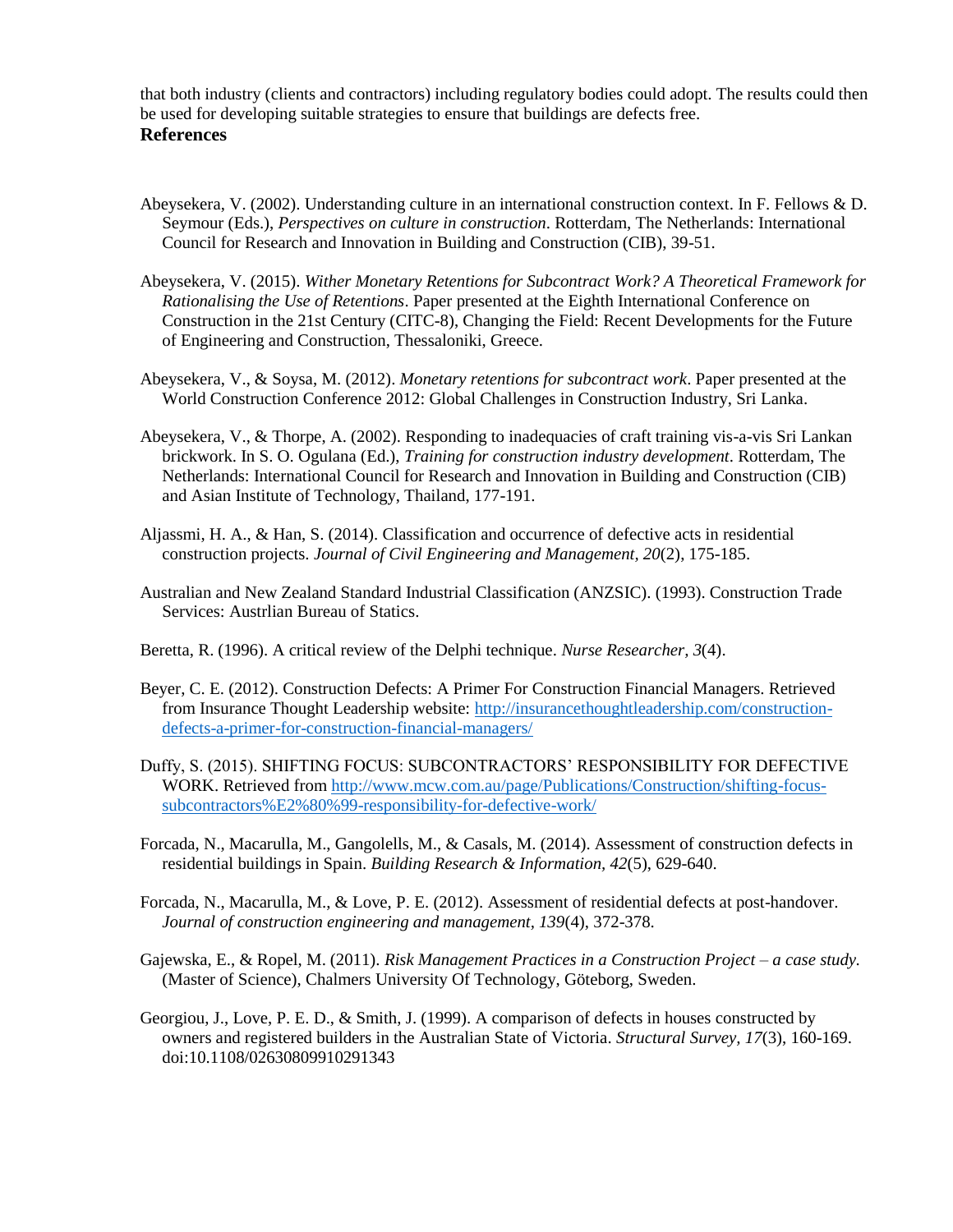that both industry (clients and contractors) including regulatory bodies could adopt. The results could then be used for developing suitable strategies to ensure that buildings are defects free.

**References**

Abeysekera, V. (2002). Understanding culture in an international construction context. In F. Fellows & D. Seymour (Eds.), *Perspectives on culture in construction*. Rotterdam, The Netherlands: International Council for Research and Innovation in Building and Construction (CIB), 39-51.

Abeysekera, V. (2015). *Wither Monetary Retentions for Subcontract Work? A Theoretical Framework for Rationalising the Use of Retentions*. Paper presented at the Eighth International Conference on Construction in the 21st Century (CITC-8), Changing the Field: Recent Developments for the Future of Engineering and Construction, Thessaloniki, Greece.

Abeysekera, V., & Soysa, M. (2012). *Monetary retentions for subcontract work*. Paper presented at the World Construction Conference 2012: Global Challenges in Construction Industry, Sri Lanka.

Abeysekera, V., & Thorpe, A. (2002). Responding to inadequacies of craft training vis-a-vis Sri Lankan brickwork. In S. O. Ogulana (Ed.), *Training for construction industry development*. Rotterdam, The Netherlands: International Council for Research and Innovation in Building and Construction (CIB) and Asian Institute of Technology, Thailand, 177-191.

Aljassmi, H. A., & Han, S. (2014). Classification and occurrence of defective acts in residential construction projects. *Journal of Civil Engineering and Management, 20*(2), 175-185.

Australian and New Zealand Standard Industrial Classification (ANZSIC). (1993). Construction Trade Services: Austrlian Bureau of Statics.

Beretta, R. (1996). A critical review of the Delphi technique. *Nurse Researcher, 3*(4).

Beyer, C. E. (2012). Construction Defects: A Primer For Construction Financial Managers. Retrieved from Insurance Thought Leadership website: http://insurancethoughtleadership.com/construction-defects-a-primer-for-construction-financial-managers/

Duffy, S. (2015). SHIFTING FOCUS: SUBCONTRACTORS' RESPONSIBILITY FOR DEFECTIVE WORK. Retrieved from http://www.mcw.com.au/page/Publications/Construction/shifting-focus-subcontractors%E2%80%99-responsibility-for-defective-work/

Forcada, N., Macarulla, M., Gangolells, M., & Casals, M. (2014). Assessment of construction defects in residential buildings in Spain. *Building Research & Information, 42*(5), 629-640.

Forcada, N., Macarulla, M., & Love, P. E. (2012). Assessment of residential defects at post-handover. *Journal of construction engineering and management*, *139*(4), 372-378.

Gajewska, E., & Ropel, M. (2011). *Risk Management Practices in a Construction Project – a case study.* (Master of Science), Chalmers University Of Technology, Göteborg, Sweden.

Georgiou, J., Love, P. E. D., & Smith, J. (1999). A comparison of defects in houses constructed by owners and registered builders in the Australian State of Victoria. *Structural Survey, 17*(3), 160-169. doi:10.1108/02630809910291343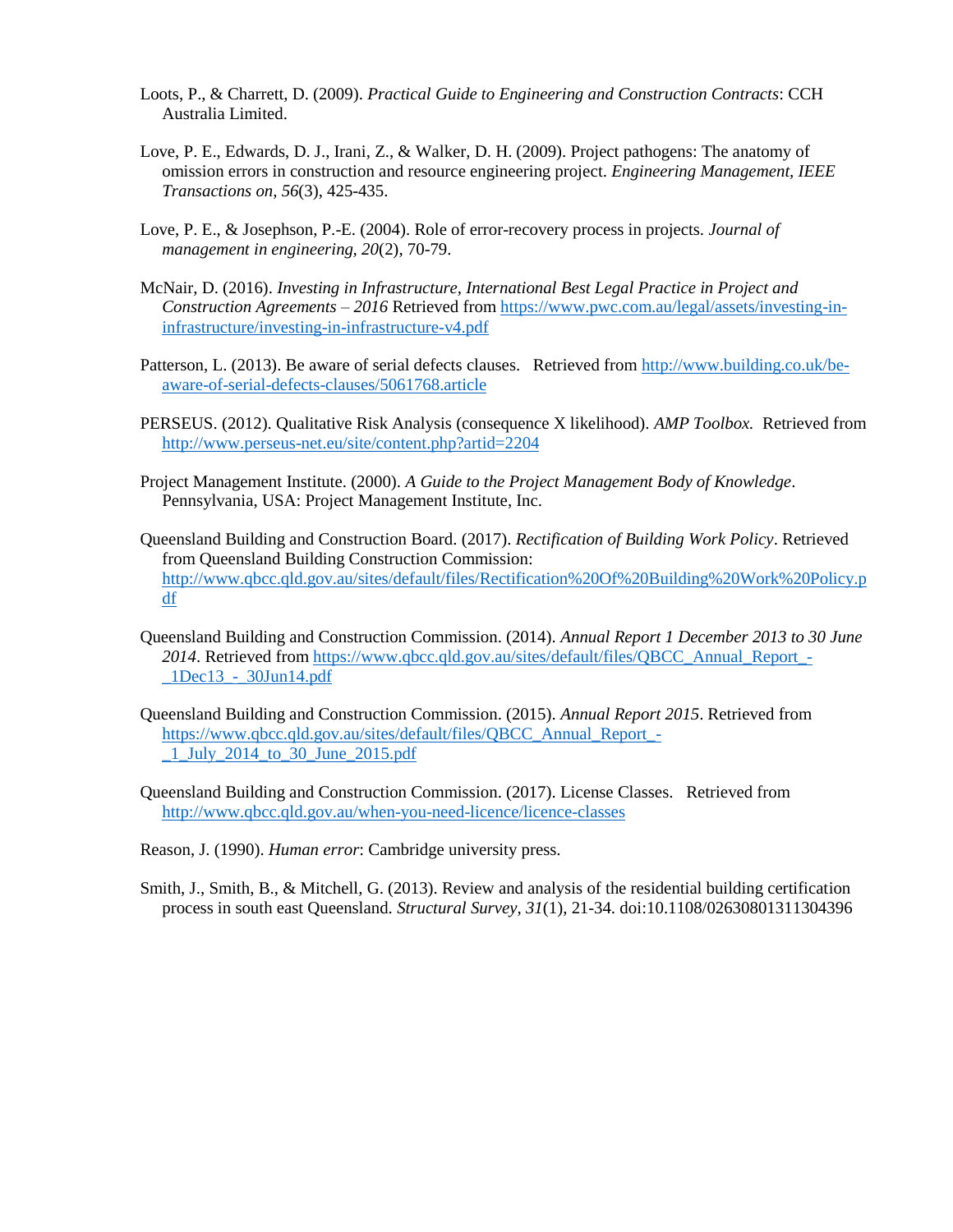Loots, P., & Charrett, D. (2009). *Practical Guide to Engineering and Construction Contracts*: CCH Australia Limited.

Love, P. E., Edwards, D. J., Irani, Z., & Walker, D. H. (2009). Project pathogens: The anatomy of omission errors in construction and resource engineering project. *Engineering Management, IEEE Transactions on, 56*(3), 425-435.

Love, P. E., & Josephson, P.-E. (2004). Role of error-recovery process in projects. *Journal of management in engineering, 20*(2), 70-79.

McNair, D. (2016). *Investing in Infrastructure, International Best Legal Practice in Project and Construction Agreements – 2016* Retrieved from https://www.pwc.com.au/legal/assets/investing-in-infrastructure/investing-in-infrastructure-v4.pdf

Patterson, L. (2013). Be aware of serial defects clauses. Retrieved from http://www.building.co.uk/be-aware-of-serial-defects-clauses/5061768.article

PERSEUS. (2012). Qualitative Risk Analysis (consequence X likelihood). *AMP Toolbox.* Retrieved from http://www.perseus-net.eu/site/content.php?artid=2204

Project Management Institute. (2000). *A Guide to the Project Management Body of Knowledge*. Pennsylvania, USA: Project Management Institute, Inc.

Queensland Building and Construction Board. (2017). *Rectification of Building Work Policy*. Retrieved from Queensland Building Construction Commission: http://www.qbcc.qld.gov.au/sites/default/files/Rectification%20Of%20Building%20Work%20Policy.pdf

Queensland Building and Construction Commission. (2014). *Annual Report 1 December 2013 to 30 June 2014*. Retrieved from https://www.qbcc.qld.gov.au/sites/default/files/QBCC_Annual_Report_-_1Dec13_-_30Jun14.pdf

Queensland Building and Construction Commission. (2015). *Annual Report 2015*. Retrieved from https://www.qbcc.qld.gov.au/sites/default/files/QBCC_Annual_Report_-_1_July_2014_to_30_June_2015.pdf

Queensland Building and Construction Commission. (2017). License Classes. Retrieved from http://www.qbcc.qld.gov.au/when-you-need-licence/licence-classes

Reason, J. (1990). *Human error*: Cambridge university press.

Smith, J., Smith, B., & Mitchell, G. (2013). Review and analysis of the residential building certification process in south east Queensland. *Structural Survey, 31*(1), 21-34. doi:10.1108/02630801311304396